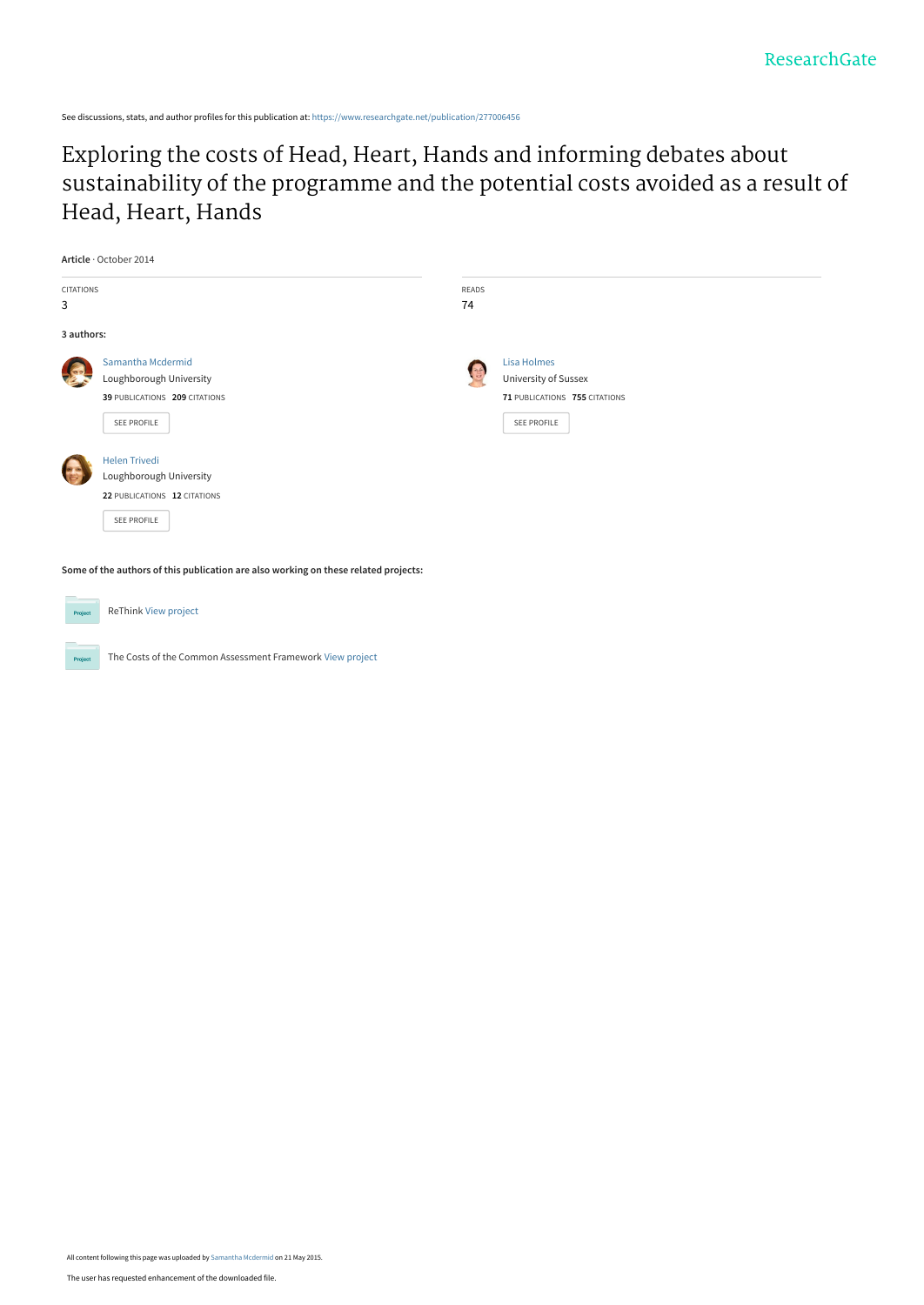See discussions, stats, and author profiles for this publication at: https://www.researchgate.net/publication/277006456

# Exploring the costs of Head, Heart, Hands and informing debates about sustainability of the programme and the potential costs avoided as a result of Head, Heart, Hands

**Article** · October 2014

CITATIONS
3

READS
74

**3 authors:**

Samantha Mcdermid
Loughborough University
**39** PUBLICATIONS **209** CITATIONS

SEE PROFILE

Lisa Holmes
University of Sussex
**71** PUBLICATIONS **755** CITATIONS

SEE PROFILE

Helen Trivedi
Loughborough University
**22** PUBLICATIONS **12** CITATIONS

SEE PROFILE

**Some of the authors of this publication are also working on these related projects:**

ReThink View project

The Costs of the Common Assessment Framework View project

All content following this page was uploaded by Samantha Mcdermid on 21 May 2015.

The user has requested enhancement of the downloaded file.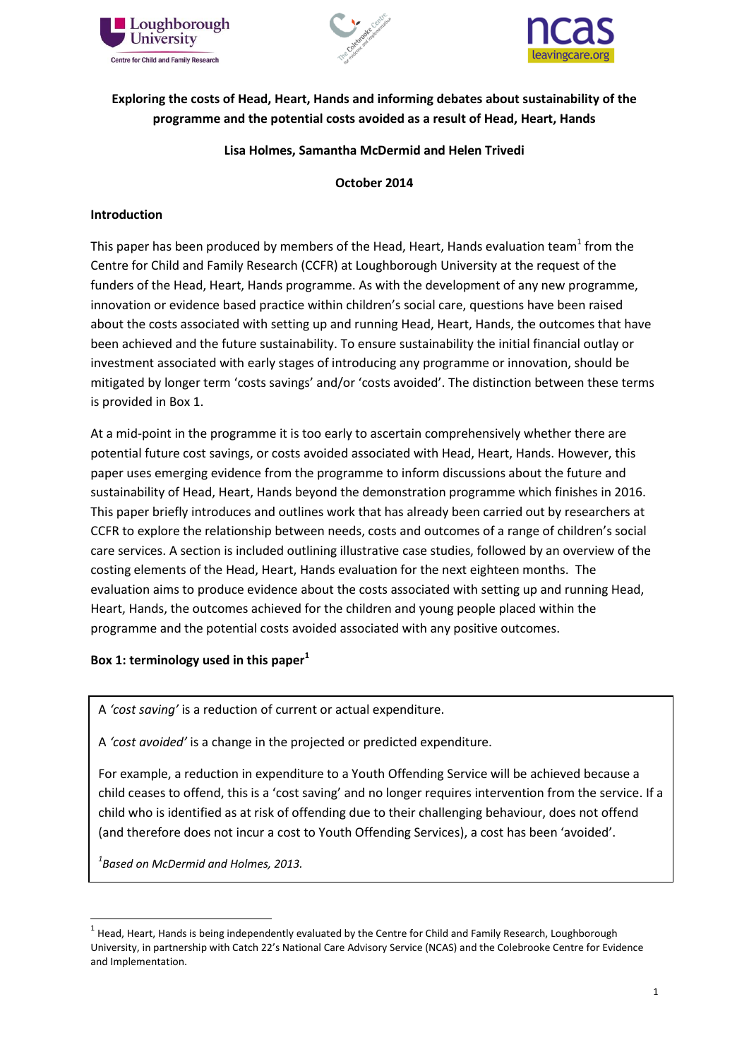**Exploring the costs of Head, Heart, Hands and informing debates about sustainability of the programme and the potential costs avoided as a result of Head, Heart, Hands**

**Lisa Holmes, Samantha McDermid and Helen Trivedi**

**October 2014**

## Introduction

This paper has been produced by members of the Head, Heart, Hands evaluation team[1] from the Centre for Child and Family Research (CCFR) at Loughborough University at the request of the funders of the Head, Heart, Hands programme. As with the development of any new programme, innovation or evidence based practice within children's social care, questions have been raised about the costs associated with setting up and running Head, Heart, Hands, the outcomes that have been achieved and the future sustainability. To ensure sustainability the initial financial outlay or investment associated with early stages of introducing any programme or innovation, should be mitigated by longer term 'costs savings' and/or 'costs avoided'. The distinction between these terms is provided in Box 1.

At a mid-point in the programme it is too early to ascertain comprehensively whether there are potential future cost savings, or costs avoided associated with Head, Heart, Hands. However, this paper uses emerging evidence from the programme to inform discussions about the future and sustainability of Head, Heart, Hands beyond the demonstration programme which finishes in 2016. This paper briefly introduces and outlines work that has already been carried out by researchers at CCFR to explore the relationship between needs, costs and outcomes of a range of children's social care services. A section is included outlining illustrative case studies, followed by an overview of the costing elements of the Head, Heart, Hands evaluation for the next eighteen months. The evaluation aims to produce evidence about the costs associated with setting up and running Head, Heart, Hands, the outcomes achieved for the children and young people placed within the programme and the potential costs avoided associated with any positive outcomes.

**Box 1: terminology used in this paper[1]**

> A *'cost saving'* is a reduction of current or actual expenditure.
>
> A *'cost avoided'* is a change in the projected or predicted expenditure.
>
> For example, a reduction in expenditure to a Youth Offending Service will be achieved because a child ceases to offend, this is a 'cost saving' and no longer requires intervention from the service. If a child who is identified as at risk of offending due to their challenging behaviour, does not offend (and therefore does not incur a cost to Youth Offending Services), a cost has been 'avoided'.
>
> [1]*Based on McDermid and Holmes, 2013.*

---

[1] Head, Heart, Hands is being independently evaluated by the Centre for Child and Family Research, Loughborough University, in partnership with Catch 22's National Care Advisory Service (NCAS) and the Colebrooke Centre for Evidence and Implementation.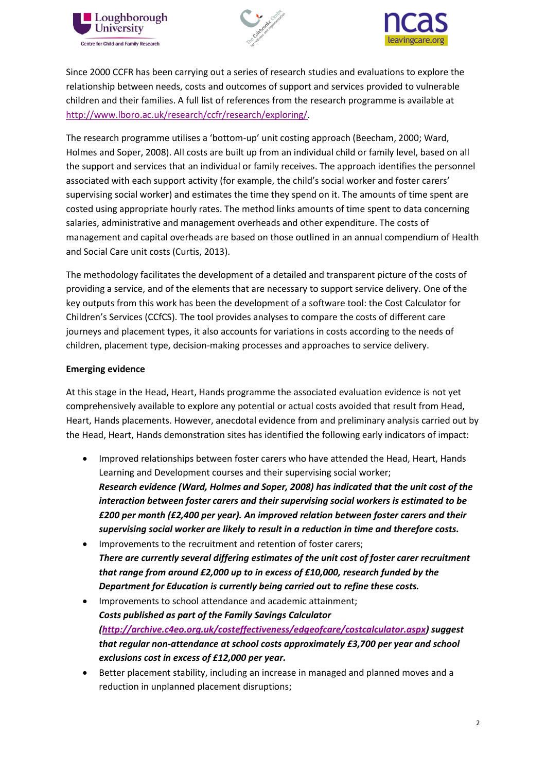Since 2000 CCFR has been carrying out a series of research studies and evaluations to explore the relationship between needs, costs and outcomes of support and services provided to vulnerable children and their families. A full list of references from the research programme is available at [http://www.lboro.ac.uk/research/ccfr/research/exploring/](http://www.lboro.ac.uk/research/ccfr/research/exploring/).

The research programme utilises a 'bottom-up' unit costing approach (Beecham, 2000; Ward, Holmes and Soper, 2008). All costs are built up from an individual child or family level, based on all the support and services that an individual or family receives. The approach identifies the personnel associated with each support activity (for example, the child's social worker and foster carers' supervising social worker) and estimates the time they spend on it. The amounts of time spent are costed using appropriate hourly rates. The method links amounts of time spent to data concerning salaries, administrative and management overheads and other expenditure. The costs of management and capital overheads are based on those outlined in an annual compendium of Health and Social Care unit costs (Curtis, 2013).

The methodology facilitates the development of a detailed and transparent picture of the costs of providing a service, and of the elements that are necessary to support service delivery. One of the key outputs from this work has been the development of a software tool: the Cost Calculator for Children's Services (CCfCS). The tool provides analyses to compare the costs of different care journeys and placement types, it also accounts for variations in costs according to the needs of children, placement type, decision-making processes and approaches to service delivery.

**Emerging evidence**

At this stage in the Head, Heart, Hands programme the associated evaluation evidence is not yet comprehensively available to explore any potential or actual costs avoided that result from Head, Heart, Hands placements. However, anecdotal evidence from and preliminary analysis carried out by the Head, Heart, Hands demonstration sites has identified the following early indicators of impact:

- Improved relationships between foster carers who have attended the Head, Heart, Hands Learning and Development courses and their supervising social worker;
  ***Research evidence (Ward, Holmes and Soper, 2008) has indicated that the unit cost of the interaction between foster carers and their supervising social workers is estimated to be £200 per month (£2,400 per year). An improved relation between foster carers and their supervising social worker are likely to result in a reduction in time and therefore costs.***
- Improvements to the recruitment and retention of foster carers;
  ***There are currently several differing estimates of the unit cost of foster carer recruitment that range from around £2,000 up to in excess of £10,000, research funded by the Department for Education is currently being carried out to refine these costs.***
- Improvements to school attendance and academic attainment;
  ***Costs published as part of the Family Savings Calculator ([http://archive.c4eo.org.uk/costeffectiveness/edgeofcare/costcalculator.aspx](http://archive.c4eo.org.uk/costeffectiveness/edgeofcare/costcalculator.aspx)) suggest that regular non-attendance at school costs approximately £3,700 per year and school exclusions cost in excess of £12,000 per year.***
- Better placement stability, including an increase in managed and planned moves and a reduction in unplanned placement disruptions;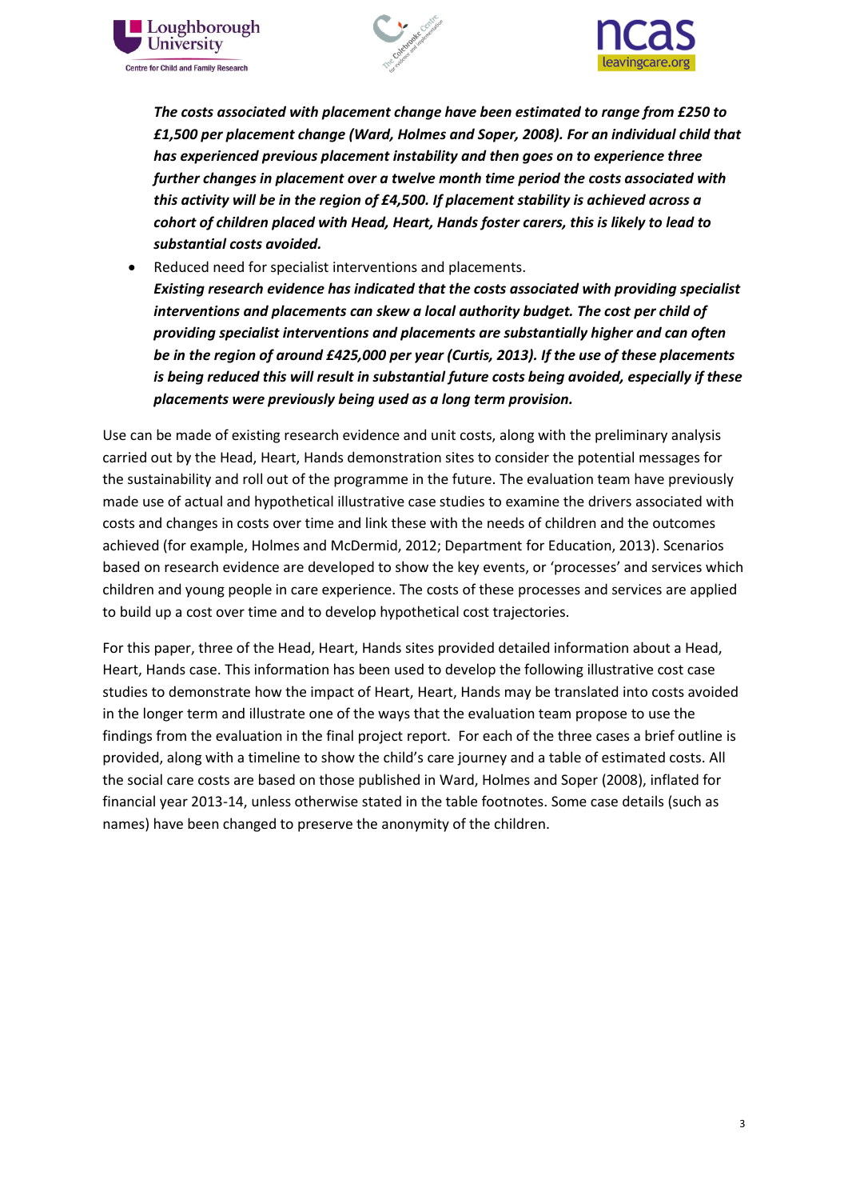***The costs associated with placement change have been estimated to range from £250 to £1,500 per placement change (Ward, Holmes and Soper, 2008). For an individual child that has experienced previous placement instability and then goes on to experience three further changes in placement over a twelve month time period the costs associated with this activity will be in the region of £4,500. If placement stability is achieved across a cohort of children placed with Head, Heart, Hands foster carers, this is likely to lead to substantial costs avoided.***

- Reduced need for specialist interventions and placements.
  ***Existing research evidence has indicated that the costs associated with providing specialist interventions and placements can skew a local authority budget. The cost per child of providing specialist interventions and placements are substantially higher and can often be in the region of around £425,000 per year (Curtis, 2013). If the use of these placements is being reduced this will result in substantial future costs being avoided, especially if these placements were previously being used as a long term provision.***

Use can be made of existing research evidence and unit costs, along with the preliminary analysis carried out by the Head, Heart, Hands demonstration sites to consider the potential messages for the sustainability and roll out of the programme in the future. The evaluation team have previously made use of actual and hypothetical illustrative case studies to examine the drivers associated with costs and changes in costs over time and link these with the needs of children and the outcomes achieved (for example, Holmes and McDermid, 2012; Department for Education, 2013). Scenarios based on research evidence are developed to show the key events, or 'processes' and services which children and young people in care experience. The costs of these processes and services are applied to build up a cost over time and to develop hypothetical cost trajectories.

For this paper, three of the Head, Heart, Hands sites provided detailed information about a Head, Heart, Hands case. This information has been used to develop the following illustrative cost case studies to demonstrate how the impact of Heart, Heart, Hands may be translated into costs avoided in the longer term and illustrate one of the ways that the evaluation team propose to use the findings from the evaluation in the final project report. For each of the three cases a brief outline is provided, along with a timeline to show the child's care journey and a table of estimated costs. All the social care costs are based on those published in Ward, Holmes and Soper (2008), inflated for financial year 2013-14, unless otherwise stated in the table footnotes. Some case details (such as names) have been changed to preserve the anonymity of the children.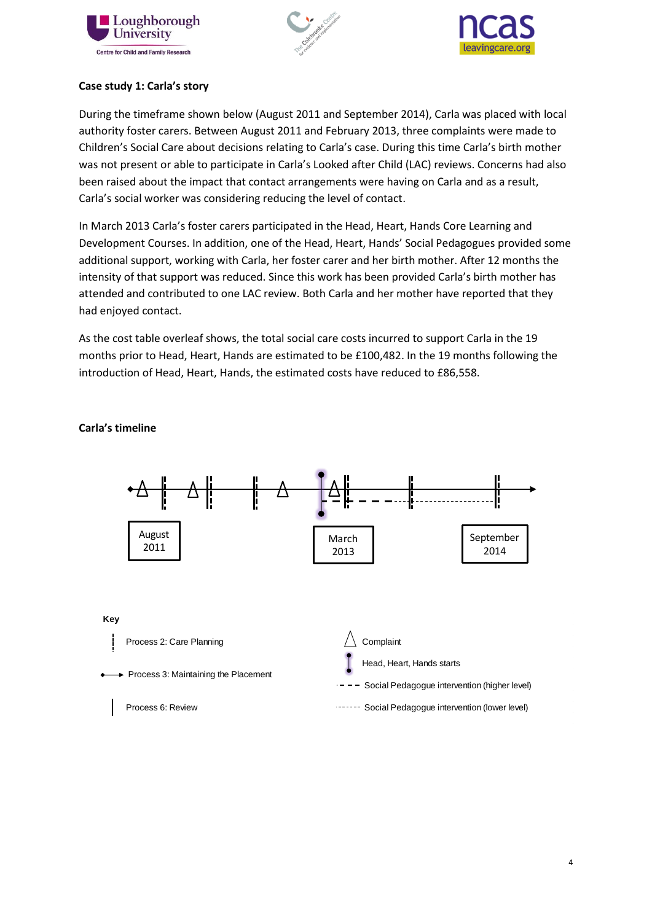**Case study 1: Carla's story**

During the timeframe shown below (August 2011 and September 2014), Carla was placed with local authority foster carers. Between August 2011 and February 2013, three complaints were made to Children's Social Care about decisions relating to Carla's case. During this time Carla's birth mother was not present or able to participate in Carla's Looked after Child (LAC) reviews. Concerns had also been raised about the impact that contact arrangements were having on Carla and as a result, Carla's social worker was considering reducing the level of contact.

In March 2013 Carla's foster carers participated in the Head, Heart, Hands Core Learning and Development Courses. In addition, one of the Head, Heart, Hands' Social Pedagogues provided some additional support, working with Carla, her foster carer and her birth mother. After 12 months the intensity of that support was reduced. Since this work has been provided Carla's birth mother has attended and contributed to one LAC review. Both Carla and her mother have reported that they had enjoyed contact.

As the cost table overleaf shows, the total social care costs incurred to support Carla in the 19 months prior to Head, Heart, Hands are estimated to be £100,482. In the 19 months following the introduction of Head, Heart, Hands, the estimated costs have reduced to £86,558.

**Carla's timeline**

August 2011

March 2013

September 2014

**Key**

- Process 2: Care Planning
- Process 3: Maintaining the Placement
- Process 6: Review
- Complaint
- Head, Heart, Hands starts
- Social Pedagogue intervention (higher level)
- Social Pedagogue intervention (lower level)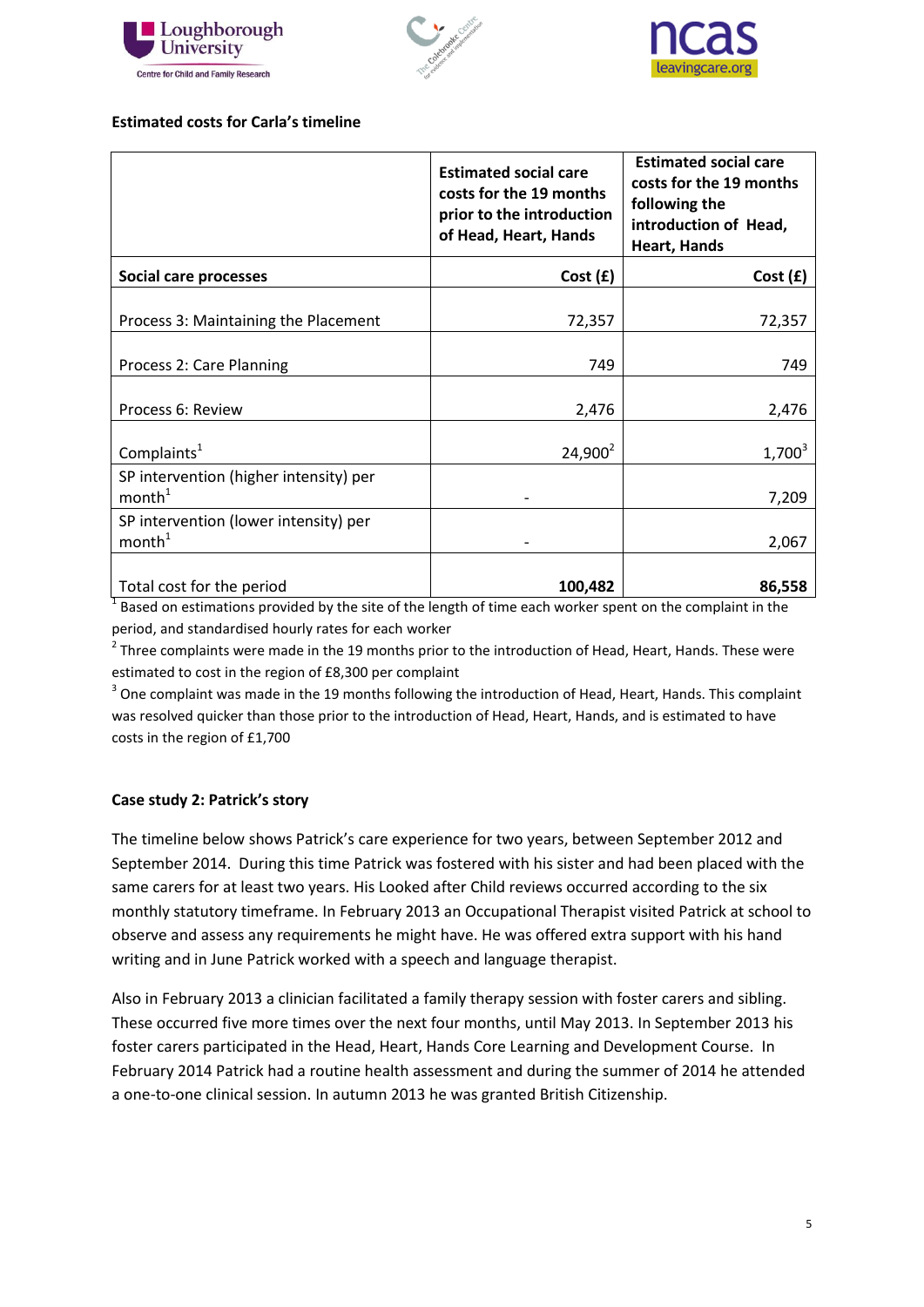**Estimated costs for Carla's timeline**

| | Estimated social care costs for the 19 months prior to the introduction of Head, Heart, Hands | Estimated social care costs for the 19 months following the introduction of Head, Heart, Hands |
|---|---|---|
| **Social care processes** | **Cost (£)** | **Cost (£)** |
| Process 3: Maintaining the Placement | 72,357 | 72,357 |
| Process 2: Care Planning | 749 | 749 |
| Process 6: Review | 2,476 | 2,476 |
| Complaints[1] | 24,900[2] | 1,700[3] |
| SP intervention (higher intensity) per month[1] | - | 7,209 |
| SP intervention (lower intensity) per month[1] | - | 2,067 |
| Total cost for the period | **100,482** | **86,558** |

[1] Based on estimations provided by the site of the length of time each worker spent on the complaint in the period, and standardised hourly rates for each worker

[2] Three complaints were made in the 19 months prior to the introduction of Head, Heart, Hands. These were estimated to cost in the region of £8,300 per complaint

[3] One complaint was made in the 19 months following the introduction of Head, Heart, Hands. This complaint was resolved quicker than those prior to the introduction of Head, Heart, Hands, and is estimated to have costs in the region of £1,700

**Case study 2: Patrick's story**

The timeline below shows Patrick's care experience for two years, between September 2012 and September 2014. During this time Patrick was fostered with his sister and had been placed with the same carers for at least two years. His Looked after Child reviews occurred according to the six monthly statutory timeframe. In February 2013 an Occupational Therapist visited Patrick at school to observe and assess any requirements he might have. He was offered extra support with his hand writing and in June Patrick worked with a speech and language therapist.

Also in February 2013 a clinician facilitated a family therapy session with foster carers and sibling. These occurred five more times over the next four months, until May 2013. In September 2013 his foster carers participated in the Head, Heart, Hands Core Learning and Development Course. In February 2014 Patrick had a routine health assessment and during the summer of 2014 he attended a one-to-one clinical session. In autumn 2013 he was granted British Citizenship.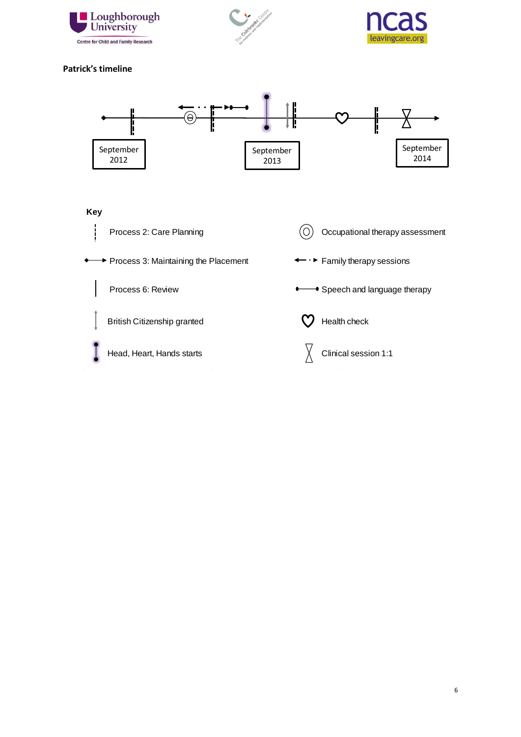**Patrick's timeline**

September 2012

September 2013

September 2014

**Key**

Process 2: Care Planning

Occupational therapy assessment

Process 3: Maintaining the Placement

Family therapy sessions

Process 6: Review

Speech and language therapy

British Citizenship granted

Health check

Head, Heart, Hands starts

Clinical session 1:1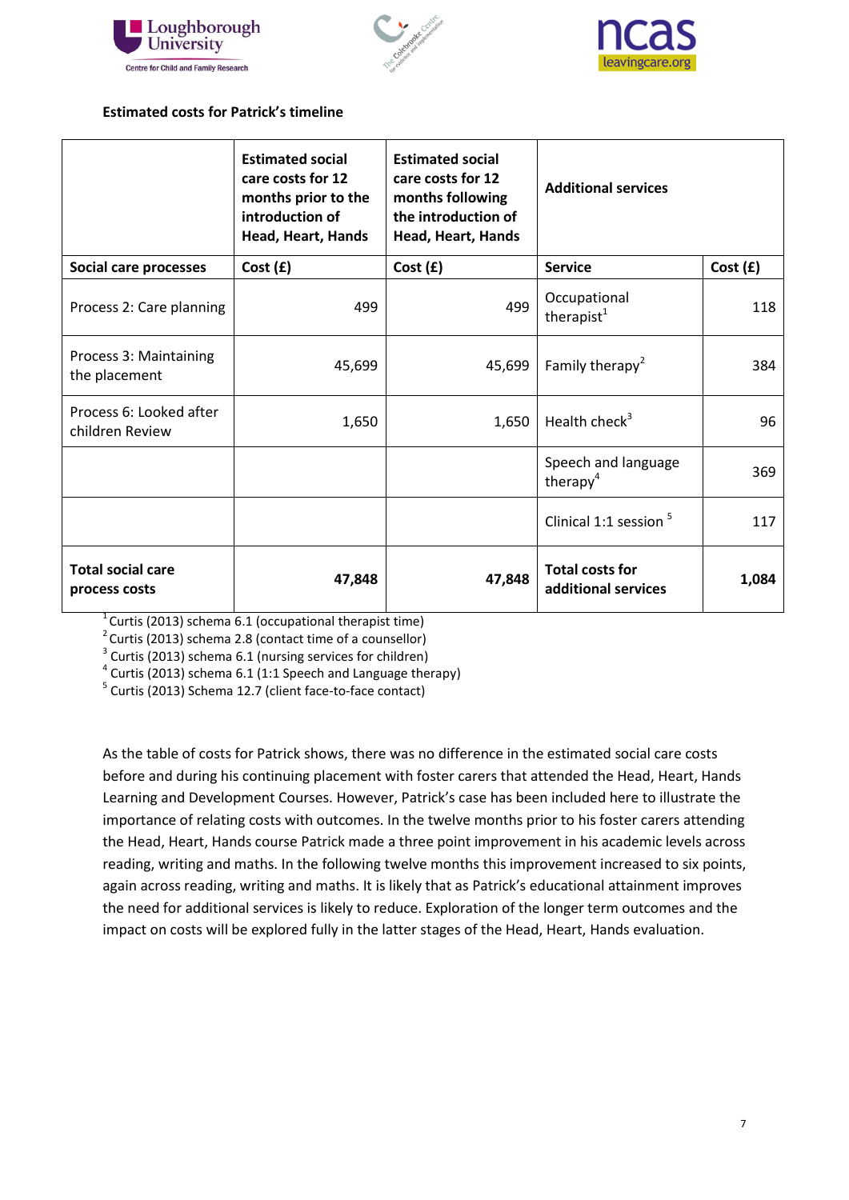**Estimated costs for Patrick's timeline**

| | Estimated social care costs for 12 months prior to the introduction of Head, Heart, Hands | Estimated social care costs for 12 months following the introduction of Head, Heart, Hands | Additional services | |
|---|---|---|---|---|
| **Social care processes** | **Cost (£)** | **Cost (£)** | **Service** | **Cost (£)** |
| Process 2: Care planning | 499 | 499 | Occupational therapist[1] | 118 |
| Process 3: Maintaining the placement | 45,699 | 45,699 | Family therapy[2] | 384 |
| Process 6: Looked after children Review | 1,650 | 1,650 | Health check[3] | 96 |
| | | | Speech and language therapy[4] | 369 |
| | | | Clinical 1:1 session [5] | 117 |
| **Total social care process costs** | **47,848** | **47,848** | **Total costs for additional services** | **1,084** |

[1] Curtis (2013) schema 6.1 (occupational therapist time)
[2] Curtis (2013) schema 2.8 (contact time of a counsellor)
[3] Curtis (2013) schema 6.1 (nursing services for children)
[4] Curtis (2013) schema 6.1 (1:1 Speech and Language therapy)
[5] Curtis (2013) Schema 12.7 (client face-to-face contact)

As the table of costs for Patrick shows, there was no difference in the estimated social care costs before and during his continuing placement with foster carers that attended the Head, Heart, Hands Learning and Development Courses. However, Patrick's case has been included here to illustrate the importance of relating costs with outcomes. In the twelve months prior to his foster carers attending the Head, Heart, Hands course Patrick made a three point improvement in his academic levels across reading, writing and maths. In the following twelve months this improvement increased to six points, again across reading, writing and maths. It is likely that as Patrick's educational attainment improves the need for additional services is likely to reduce. Exploration of the longer term outcomes and the impact on costs will be explored fully in the latter stages of the Head, Heart, Hands evaluation.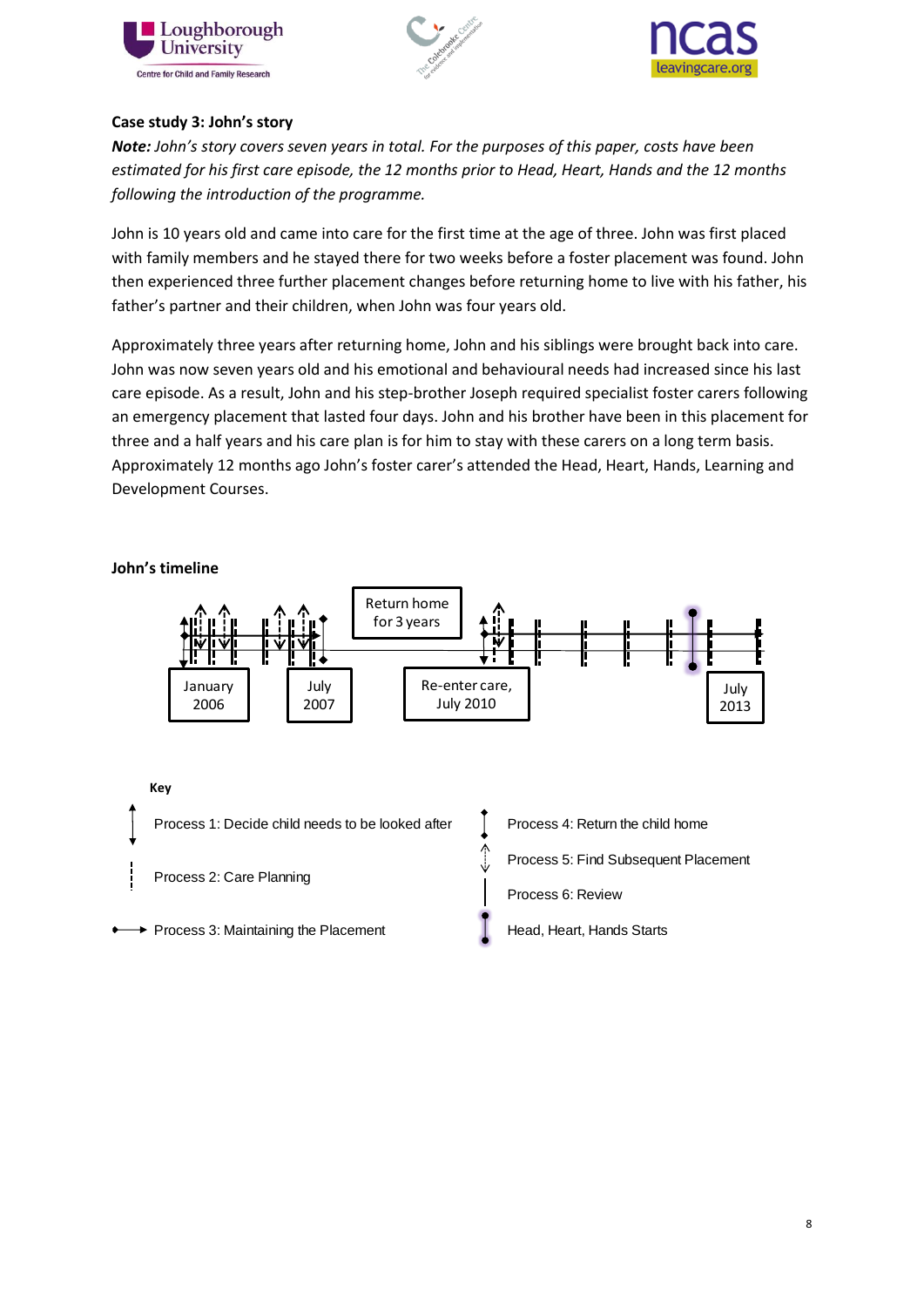**Case study 3: John's story**

***Note:*** *John's story covers seven years in total. For the purposes of this paper, costs have been estimated for his first care episode, the 12 months prior to Head, Heart, Hands and the 12 months following the introduction of the programme.*

John is 10 years old and came into care for the first time at the age of three. John was first placed with family members and he stayed there for two weeks before a foster placement was found. John then experienced three further placement changes before returning home to live with his father, his father's partner and their children, when John was four years old.

Approximately three years after returning home, John and his siblings were brought back into care. John was now seven years old and his emotional and behavioural needs had increased since his last care episode. As a result, John and his step-brother Joseph required specialist foster carers following an emergency placement that lasted four days. John and his brother have been in this placement for three and a half years and his care plan is for him to stay with these carers on a long term basis. Approximately 12 months ago John's foster carer's attended the Head, Heart, Hands, Learning and Development Courses.

**John's timeline**

January 2006

July 2007

Return home for 3 years

Re-enter care, July 2010

July 2013

**Key**

- Process 1: Decide child needs to be looked after
- Process 2: Care Planning
- Process 3: Maintaining the Placement
- Process 4: Return the child home
- Process 5: Find Subsequent Placement
- Process 6: Review
- Head, Heart, Hands Starts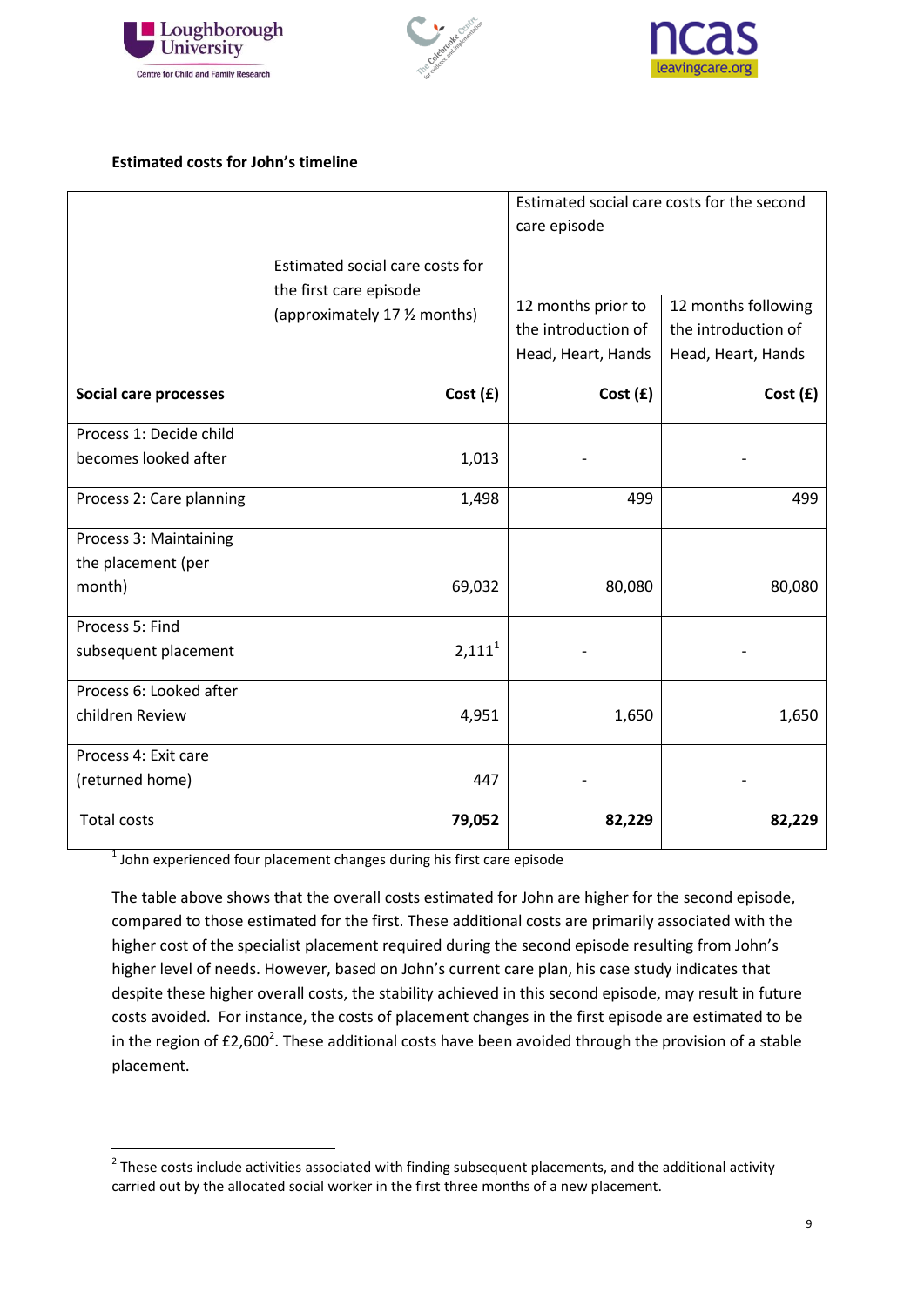**Estimated costs for John's timeline**

| Social care processes | Estimated social care costs for the first care episode (approximately 17 ½ months) | Estimated social care costs for the second care episode | |
|---|---|---|---|
| | | 12 months prior to the introduction of Head, Heart, Hands | 12 months following the introduction of Head, Heart, Hands |
| | Cost (£) | Cost (£) | Cost (£) |
| Process 1: Decide child becomes looked after | 1,013 | - | - |
| Process 2: Care planning | 1,498 | 499 | 499 |
| Process 3: Maintaining the placement (per month) | 69,032 | 80,080 | 80,080 |
| Process 5: Find subsequent placement | 2,111[1] | - | - |
| Process 6: Looked after children Review | 4,951 | 1,650 | 1,650 |
| Process 4: Exit care (returned home) | 447 | - | - |
| Total costs | **79,052** | **82,229** | **82,229** |

[1] John experienced four placement changes during his first care episode

The table above shows that the overall costs estimated for John are higher for the second episode, compared to those estimated for the first. These additional costs are primarily associated with the higher cost of the specialist placement required during the second episode resulting from John's higher level of needs. However, based on John's current care plan, his case study indicates that despite these higher overall costs, the stability achieved in this second episode, may result in future costs avoided. For instance, the costs of placement changes in the first episode are estimated to be in the region of £2,600[2]. These additional costs have been avoided through the provision of a stable placement.

[2] These costs include activities associated with finding subsequent placements, and the additional activity carried out by the allocated social worker in the first three months of a new placement.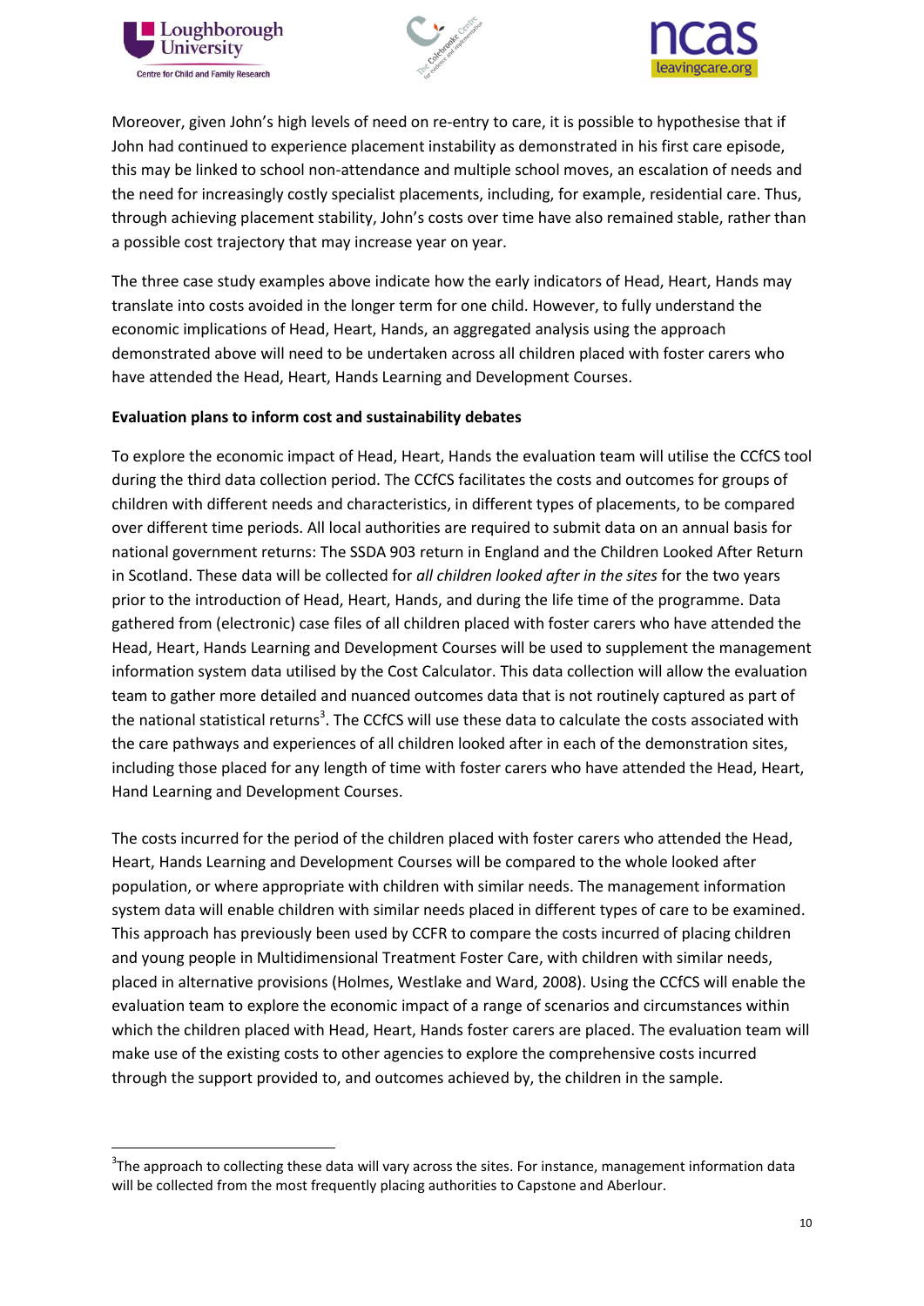Moreover, given John's high levels of need on re-entry to care, it is possible to hypothesise that if John had continued to experience placement instability as demonstrated in his first care episode, this may be linked to school non-attendance and multiple school moves, an escalation of needs and the need for increasingly costly specialist placements, including, for example, residential care. Thus, through achieving placement stability, John's costs over time have also remained stable, rather than a possible cost trajectory that may increase year on year.

The three case study examples above indicate how the early indicators of Head, Heart, Hands may translate into costs avoided in the longer term for one child. However, to fully understand the economic implications of Head, Heart, Hands, an aggregated analysis using the approach demonstrated above will need to be undertaken across all children placed with foster carers who have attended the Head, Heart, Hands Learning and Development Courses.

**Evaluation plans to inform cost and sustainability debates**

To explore the economic impact of Head, Heart, Hands the evaluation team will utilise the CCfCS tool during the third data collection period. The CCfCS facilitates the costs and outcomes for groups of children with different needs and characteristics, in different types of placements, to be compared over different time periods. All local authorities are required to submit data on an annual basis for national government returns: The SSDA 903 return in England and the Children Looked After Return in Scotland. These data will be collected for *all children looked after in the sites* for the two years prior to the introduction of Head, Heart, Hands, and during the life time of the programme. Data gathered from (electronic) case files of all children placed with foster carers who have attended the Head, Heart, Hands Learning and Development Courses will be used to supplement the management information system data utilised by the Cost Calculator. This data collection will allow the evaluation team to gather more detailed and nuanced outcomes data that is not routinely captured as part of the national statistical returns[3]. The CCfCS will use these data to calculate the costs associated with the care pathways and experiences of all children looked after in each of the demonstration sites, including those placed for any length of time with foster carers who have attended the Head, Heart, Hand Learning and Development Courses.

The costs incurred for the period of the children placed with foster carers who attended the Head, Heart, Hands Learning and Development Courses will be compared to the whole looked after population, or where appropriate with children with similar needs. The management information system data will enable children with similar needs placed in different types of care to be examined. This approach has previously been used by CCFR to compare the costs incurred of placing children and young people in Multidimensional Treatment Foster Care, with children with similar needs, placed in alternative provisions (Holmes, Westlake and Ward, 2008). Using the CCfCS will enable the evaluation team to explore the economic impact of a range of scenarios and circumstances within which the children placed with Head, Heart, Hands foster carers are placed. The evaluation team will make use of the existing costs to other agencies to explore the comprehensive costs incurred through the support provided to, and outcomes achieved by, the children in the sample.

[3] The approach to collecting these data will vary across the sites. For instance, management information data will be collected from the most frequently placing authorities to Capstone and Aberlour.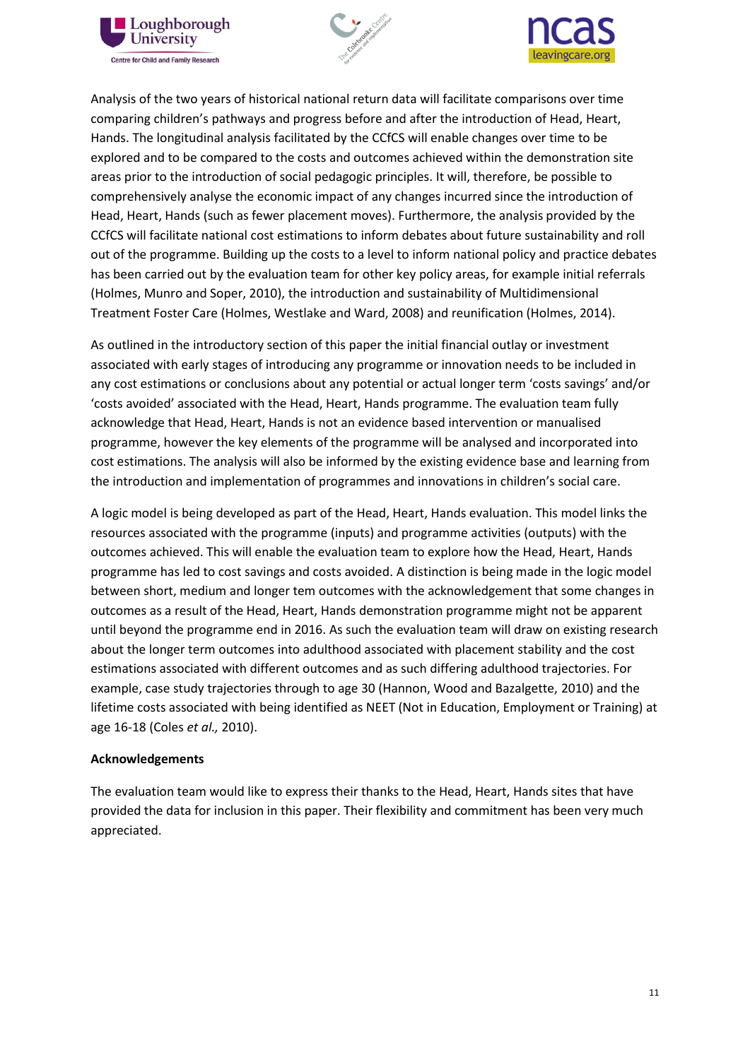Analysis of the two years of historical national return data will facilitate comparisons over time comparing children's pathways and progress before and after the introduction of Head, Heart, Hands. The longitudinal analysis facilitated by the CCfCS will enable changes over time to be explored and to be compared to the costs and outcomes achieved within the demonstration site areas prior to the introduction of social pedagogic principles. It will, therefore, be possible to comprehensively analyse the economic impact of any changes incurred since the introduction of Head, Heart, Hands (such as fewer placement moves). Furthermore, the analysis provided by the CCfCS will facilitate national cost estimations to inform debates about future sustainability and roll out of the programme. Building up the costs to a level to inform national policy and practice debates has been carried out by the evaluation team for other key policy areas, for example initial referrals (Holmes, Munro and Soper, 2010), the introduction and sustainability of Multidimensional Treatment Foster Care (Holmes, Westlake and Ward, 2008) and reunification (Holmes, 2014).

As outlined in the introductory section of this paper the initial financial outlay or investment associated with early stages of introducing any programme or innovation needs to be included in any cost estimations or conclusions about any potential or actual longer term 'costs savings' and/or 'costs avoided' associated with the Head, Heart, Hands programme. The evaluation team fully acknowledge that Head, Heart, Hands is not an evidence based intervention or manualised programme, however the key elements of the programme will be analysed and incorporated into cost estimations. The analysis will also be informed by the existing evidence base and learning from the introduction and implementation of programmes and innovations in children's social care.

A logic model is being developed as part of the Head, Heart, Hands evaluation. This model links the resources associated with the programme (inputs) and programme activities (outputs) with the outcomes achieved. This will enable the evaluation team to explore how the Head, Heart, Hands programme has led to cost savings and costs avoided. A distinction is being made in the logic model between short, medium and longer tem outcomes with the acknowledgement that some changes in outcomes as a result of the Head, Heart, Hands demonstration programme might not be apparent until beyond the programme end in 2016. As such the evaluation team will draw on existing research about the longer term outcomes into adulthood associated with placement stability and the cost estimations associated with different outcomes and as such differing adulthood trajectories. For example, case study trajectories through to age 30 (Hannon, Wood and Bazalgette, 2010) and the lifetime costs associated with being identified as NEET (Not in Education, Employment or Training) at age 16-18 (Coles *et al.,* 2010).

**Acknowledgements**

The evaluation team would like to express their thanks to the Head, Heart, Hands sites that have provided the data for inclusion in this paper. Their flexibility and commitment has been very much appreciated.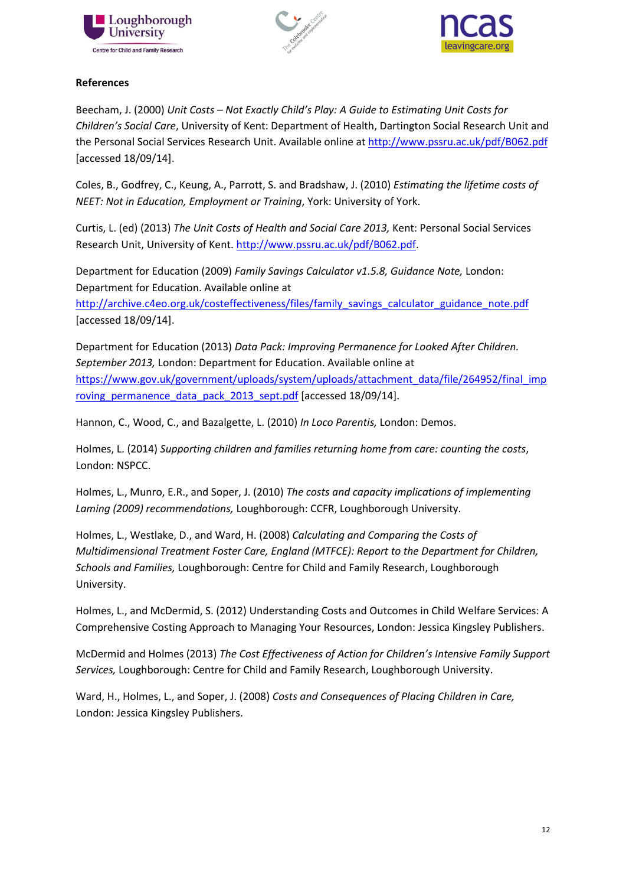**References**

Beecham, J. (2000) *Unit Costs – Not Exactly Child's Play: A Guide to Estimating Unit Costs for Children's Social Care*, University of Kent: Department of Health, Dartington Social Research Unit and the Personal Social Services Research Unit. Available online at http://www.pssru.ac.uk/pdf/B062.pdf [accessed 18/09/14].

Coles, B., Godfrey, C., Keung, A., Parrott, S. and Bradshaw, J. (2010) *Estimating the lifetime costs of NEET: Not in Education, Employment or Training*, York: University of York.

Curtis, L. (ed) (2013) *The Unit Costs of Health and Social Care 2013,* Kent: Personal Social Services Research Unit, University of Kent. http://www.pssru.ac.uk/pdf/B062.pdf.

Department for Education (2009) *Family Savings Calculator v1.5.8, Guidance Note,* London: Department for Education. Available online at http://archive.c4eo.org.uk/costeffectiveness/files/family_savings_calculator_guidance_note.pdf [accessed 18/09/14].

Department for Education (2013) *Data Pack: Improving Permanence for Looked After Children. September 2013,* London: Department for Education. Available online at https://www.gov.uk/government/uploads/system/uploads/attachment_data/file/264952/final_improving_permanence_data_pack_2013_sept.pdf [accessed 18/09/14].

Hannon, C., Wood, C., and Bazalgette, L. (2010) *In Loco Parentis,* London: Demos.

Holmes, L. (2014) *Supporting children and families returning home from care: counting the costs*, London: NSPCC.

Holmes, L., Munro, E.R., and Soper, J. (2010) *The costs and capacity implications of implementing Laming (2009) recommendations,* Loughborough: CCFR, Loughborough University.

Holmes, L., Westlake, D., and Ward, H. (2008) *Calculating and Comparing the Costs of Multidimensional Treatment Foster Care, England (MTFCE): Report to the Department for Children, Schools and Families,* Loughborough: Centre for Child and Family Research, Loughborough University.

Holmes, L., and McDermid, S. (2012) Understanding Costs and Outcomes in Child Welfare Services: A Comprehensive Costing Approach to Managing Your Resources, London: Jessica Kingsley Publishers.

McDermid and Holmes (2013) *The Cost Effectiveness of Action for Children's Intensive Family Support Services,* Loughborough: Centre for Child and Family Research, Loughborough University.

Ward, H., Holmes, L., and Soper, J. (2008) *Costs and Consequences of Placing Children in Care,* London: Jessica Kingsley Publishers.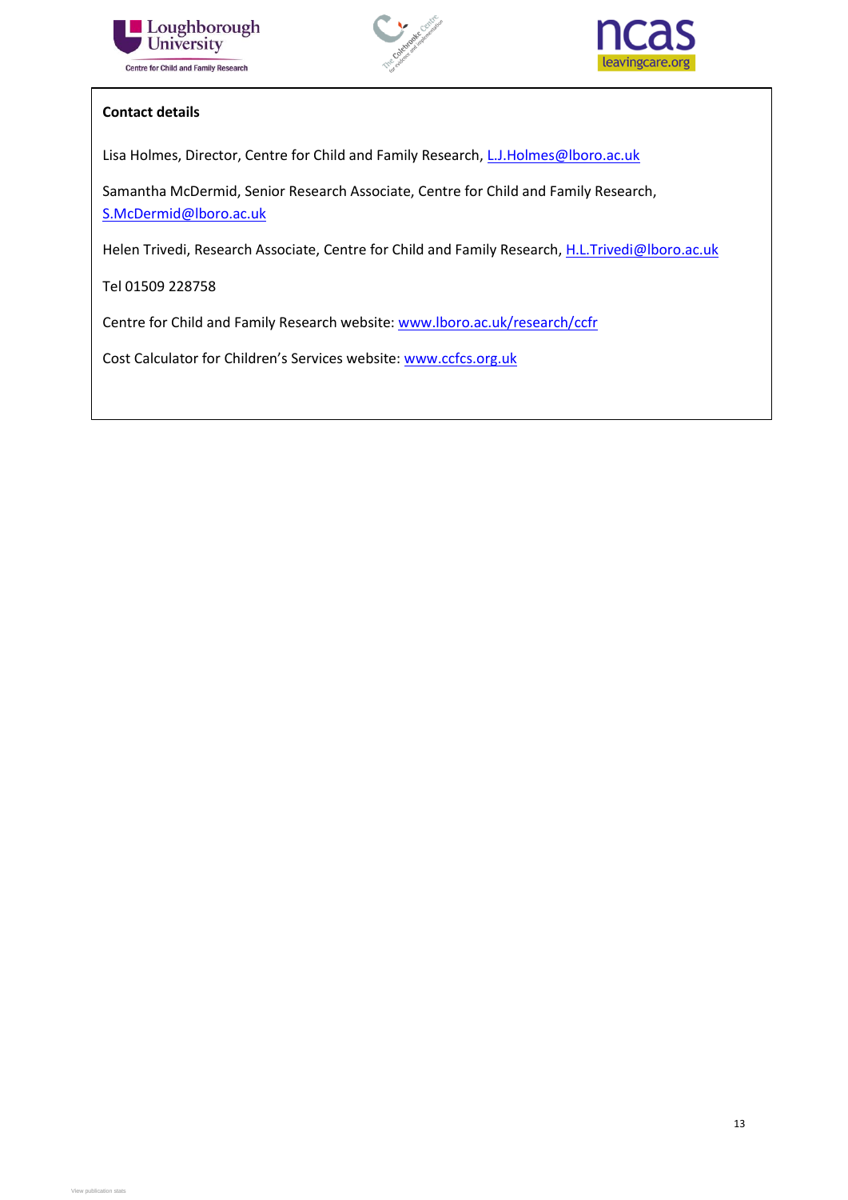**Contact details**

Lisa Holmes, Director, Centre for Child and Family Research, L.J.Holmes@lboro.ac.uk

Samantha McDermid, Senior Research Associate, Centre for Child and Family Research, S.McDermid@lboro.ac.uk

Helen Trivedi, Research Associate, Centre for Child and Family Research, H.L.Trivedi@lboro.ac.uk

Tel 01509 228758

Centre for Child and Family Research website: www.lboro.ac.uk/research/ccfr

Cost Calculator for Children's Services website: www.ccfcs.org.uk